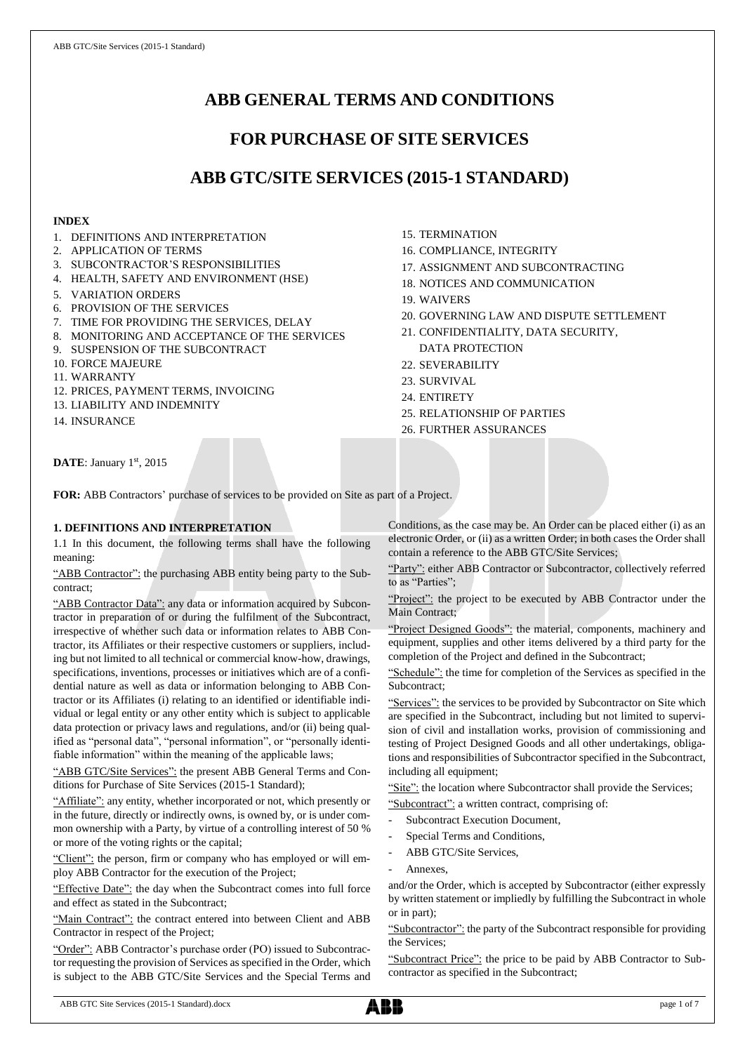# ABB GENERAL TERMS AND CONDITIONS

# FOR PURCHASE OF SITE SERVICES

# ABB GTC/SITE SERVICES (2015-1 STANDARD)

**INDEX**

1. DEFINITIONS AND INTERPRETATION
2. APPLICATION OF TERMS
3. SUBCONTRACTOR'S RESPONSIBILITIES
4. HEALTH, SAFETY AND ENVIRONMENT (HSE)
5. VARIATION ORDERS
6. PROVISION OF THE SERVICES
7. TIME FOR PROVIDING THE SERVICES, DELAY
8. MONITORING AND ACCEPTANCE OF THE SERVICES
9. SUSPENSION OF THE SUBCONTRACT
10. FORCE MAJEURE
11. WARRANTY
12. PRICES, PAYMENT TERMS, INVOICING
13. LIABILITY AND INDEMNITY
14. INSURANCE
15. TERMINATION
16. COMPLIANCE, INTEGRITY
17. ASSIGNMENT AND SUBCONTRACTING
18. NOTICES AND COMMUNICATION
19. WAIVERS
20. GOVERNING LAW AND DISPUTE SETTLEMENT
21. CONFIDENTIALITY, DATA SECURITY, DATA PROTECTION
22. SEVERABILITY
23. SURVIVAL
24. ENTIRETY
25. RELATIONSHIP OF PARTIES
26. FURTHER ASSURANCES

**DATE**: January 1st, 2015

**FOR:** ABB Contractors' purchase of services to be provided on Site as part of a Project.

## 1. DEFINITIONS AND INTERPRETATION

1.1 In this document, the following terms shall have the following meaning:

"ABB Contractor": the purchasing ABB entity being party to the Subcontract;

"ABB Contractor Data": any data or information acquired by Subcontractor in preparation of or during the fulfilment of the Subcontract, irrespective of whether such data or information relates to ABB Contractor, its Affiliates or their respective customers or suppliers, including but not limited to all technical or commercial know-how, drawings, specifications, inventions, processes or initiatives which are of a confidential nature as well as data or information belonging to ABB Contractor or its Affiliates (i) relating to an identified or identifiable individual or legal entity or any other entity which is subject to applicable data protection or privacy laws and regulations, and/or (ii) being qualified as "personal data", "personal information", or "personally identifiable information" within the meaning of the applicable laws;

"ABB GTC/Site Services": the present ABB General Terms and Conditions for Purchase of Site Services (2015-1 Standard);

"Affiliate": any entity, whether incorporated or not, which presently or in the future, directly or indirectly owns, is owned by, or is under common ownership with a Party, by virtue of a controlling interest of 50 % or more of the voting rights or the capital;

"Client": the person, firm or company who has employed or will employ ABB Contractor for the execution of the Project;

"Effective Date": the day when the Subcontract comes into full force and effect as stated in the Subcontract;

"Main Contract": the contract entered into between Client and ABB Contractor in respect of the Project;

"Order": ABB Contractor's purchase order (PO) issued to Subcontractor requesting the provision of Services as specified in the Order, which is subject to the ABB GTC/Site Services and the Special Terms and Conditions, as the case may be. An Order can be placed either (i) as an electronic Order, or (ii) as a written Order; in both cases the Order shall contain a reference to the ABB GTC/Site Services;

"Party": either ABB Contractor or Subcontractor, collectively referred to as "Parties";

"Project": the project to be executed by ABB Contractor under the Main Contract;

"Project Designed Goods": the material, components, machinery and equipment, supplies and other items delivered by a third party for the completion of the Project and defined in the Subcontract;

"Schedule": the time for completion of the Services as specified in the Subcontract;

"Services": the services to be provided by Subcontractor on Site which are specified in the Subcontract, including but not limited to supervision of civil and installation works, provision of commissioning and testing of Project Designed Goods and all other undertakings, obligations and responsibilities of Subcontractor specified in the Subcontract, including all equipment;

"Site": the location where Subcontractor shall provide the Services;

"Subcontract": a written contract, comprising of:

- Subcontract Execution Document,
- Special Terms and Conditions,
- ABB GTC/Site Services,
- Annexes,

and/or the Order, which is accepted by Subcontractor (either expressly by written statement or impliedly by fulfilling the Subcontract in whole or in part);

"Subcontractor": the party of the Subcontract responsible for providing the Services;

"Subcontract Price": the price to be paid by ABB Contractor to Subcontractor as specified in the Subcontract;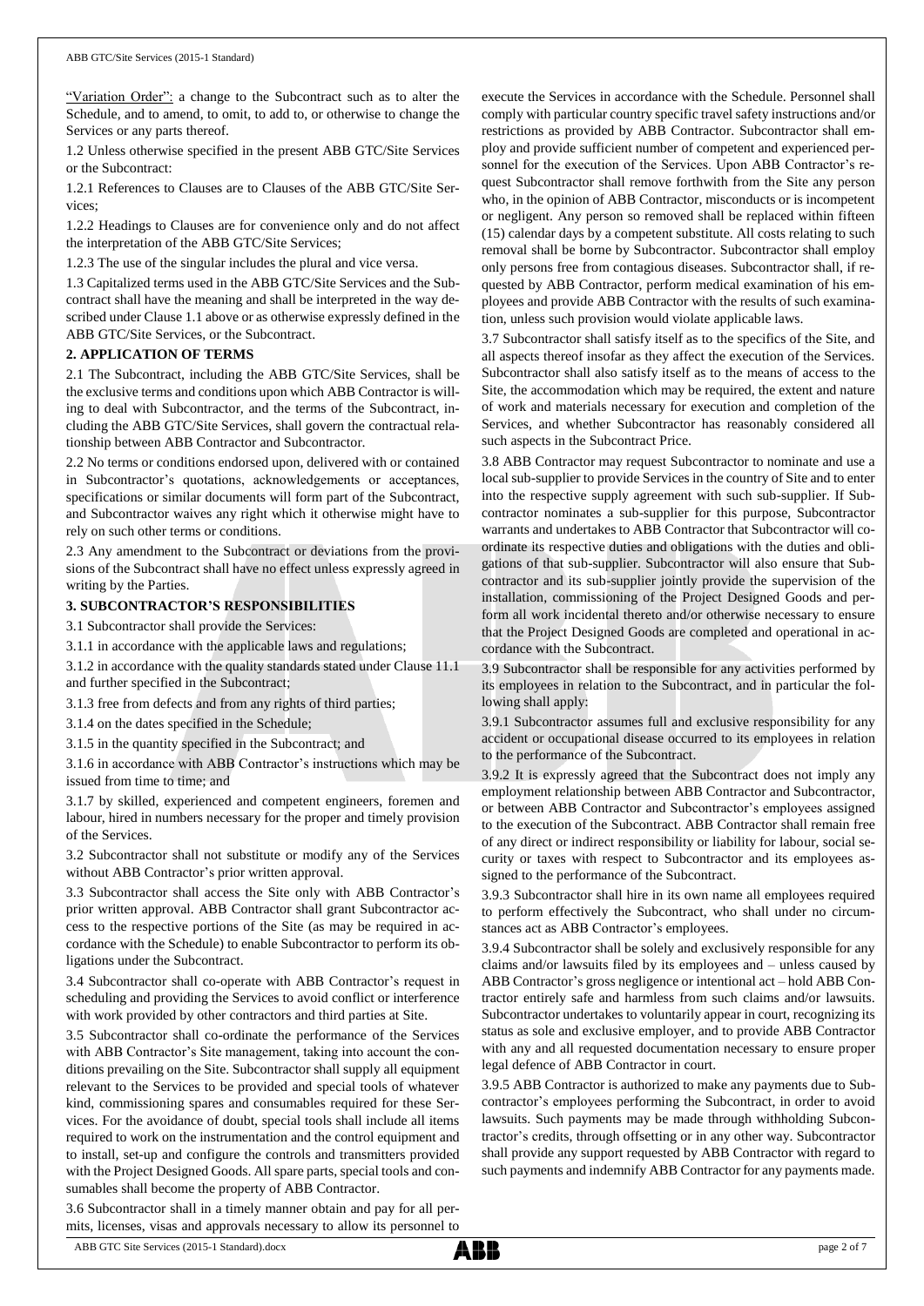"Variation Order": a change to the Subcontract such as to alter the Schedule, and to amend, to omit, to add to, or otherwise to change the Services or any parts thereof.

1.2 Unless otherwise specified in the present ABB GTC/Site Services or the Subcontract:

1.2.1 References to Clauses are to Clauses of the ABB GTC/Site Services;

1.2.2 Headings to Clauses are for convenience only and do not affect the interpretation of the ABB GTC/Site Services;

1.2.3 The use of the singular includes the plural and vice versa.

1.3 Capitalized terms used in the ABB GTC/Site Services and the Subcontract shall have the meaning and shall be interpreted in the way described under Clause 1.1 above or as otherwise expressly defined in the ABB GTC/Site Services, or the Subcontract.

**2. APPLICATION OF TERMS**

2.1 The Subcontract, including the ABB GTC/Site Services, shall be the exclusive terms and conditions upon which ABB Contractor is willing to deal with Subcontractor, and the terms of the Subcontract, including the ABB GTC/Site Services, shall govern the contractual relationship between ABB Contractor and Subcontractor.

2.2 No terms or conditions endorsed upon, delivered with or contained in Subcontractor's quotations, acknowledgements or acceptances, specifications or similar documents will form part of the Subcontract, and Subcontractor waives any right which it otherwise might have to rely on such other terms or conditions.

2.3 Any amendment to the Subcontract or deviations from the provisions of the Subcontract shall have no effect unless expressly agreed in writing by the Parties.

**3. SUBCONTRACTOR'S RESPONSIBILITIES**

3.1 Subcontractor shall provide the Services:

3.1.1 in accordance with the applicable laws and regulations;

3.1.2 in accordance with the quality standards stated under Clause 11.1 and further specified in the Subcontract;

3.1.3 free from defects and from any rights of third parties;

3.1.4 on the dates specified in the Schedule;

3.1.5 in the quantity specified in the Subcontract; and

3.1.6 in accordance with ABB Contractor's instructions which may be issued from time to time; and

3.1.7 by skilled, experienced and competent engineers, foremen and labour, hired in numbers necessary for the proper and timely provision of the Services.

3.2 Subcontractor shall not substitute or modify any of the Services without ABB Contractor's prior written approval.

3.3 Subcontractor shall access the Site only with ABB Contractor's prior written approval. ABB Contractor shall grant Subcontractor access to the respective portions of the Site (as may be required in accordance with the Schedule) to enable Subcontractor to perform its obligations under the Subcontract.

3.4 Subcontractor shall co-operate with ABB Contractor's request in scheduling and providing the Services to avoid conflict or interference with work provided by other contractors and third parties at Site.

3.5 Subcontractor shall co-ordinate the performance of the Services with ABB Contractor's Site management, taking into account the conditions prevailing on the Site. Subcontractor shall supply all equipment relevant to the Services to be provided and special tools of whatever kind, commissioning spares and consumables required for these Services. For the avoidance of doubt, special tools shall include all items required to work on the instrumentation and the control equipment and to install, set-up and configure the controls and transmitters provided with the Project Designed Goods. All spare parts, special tools and consumables shall become the property of ABB Contractor.

3.6 Subcontractor shall in a timely manner obtain and pay for all permits, licenses, visas and approvals necessary to allow its personnel to execute the Services in accordance with the Schedule. Personnel shall comply with particular country specific travel safety instructions and/or restrictions as provided by ABB Contractor. Subcontractor shall employ and provide sufficient number of competent and experienced personnel for the execution of the Services. Upon ABB Contractor's request Subcontractor shall remove forthwith from the Site any person who, in the opinion of ABB Contractor, misconducts or is incompetent or negligent. Any person so removed shall be replaced within fifteen (15) calendar days by a competent substitute. All costs relating to such removal shall be borne by Subcontractor. Subcontractor shall employ only persons free from contagious diseases. Subcontractor shall, if requested by ABB Contractor, perform medical examination of his employees and provide ABB Contractor with the results of such examination, unless such provision would violate applicable laws.

3.7 Subcontractor shall satisfy itself as to the specifics of the Site, and all aspects thereof insofar as they affect the execution of the Services. Subcontractor shall also satisfy itself as to the means of access to the Site, the accommodation which may be required, the extent and nature of work and materials necessary for execution and completion of the Services, and whether Subcontractor has reasonably considered all such aspects in the Subcontract Price.

3.8 ABB Contractor may request Subcontractor to nominate and use a local sub-supplier to provide Services in the country of Site and to enter into the respective supply agreement with such sub-supplier. If Subcontractor nominates a sub-supplier for this purpose, Subcontractor warrants and undertakes to ABB Contractor that Subcontractor will co-ordinate its respective duties and obligations with the duties and obligations of that sub-supplier. Subcontractor will also ensure that Subcontractor and its sub-supplier jointly provide the supervision of the installation, commissioning of the Project Designed Goods and perform all work incidental thereto and/or otherwise necessary to ensure that the Project Designed Goods are completed and operational in accordance with the Subcontract.

3.9 Subcontractor shall be responsible for any activities performed by its employees in relation to the Subcontract, and in particular the following shall apply:

3.9.1 Subcontractor assumes full and exclusive responsibility for any accident or occupational disease occurred to its employees in relation to the performance of the Subcontract.

3.9.2 It is expressly agreed that the Subcontract does not imply any employment relationship between ABB Contractor and Subcontractor, or between ABB Contractor and Subcontractor's employees assigned to the execution of the Subcontract. ABB Contractor shall remain free of any direct or indirect responsibility or liability for labour, social security or taxes with respect to Subcontractor and its employees assigned to the performance of the Subcontract.

3.9.3 Subcontractor shall hire in its own name all employees required to perform effectively the Subcontract, who shall under no circumstances act as ABB Contractor's employees.

3.9.4 Subcontractor shall be solely and exclusively responsible for any claims and/or lawsuits filed by its employees and – unless caused by ABB Contractor's gross negligence or intentional act – hold ABB Contractor entirely safe and harmless from such claims and/or lawsuits. Subcontractor undertakes to voluntarily appear in court, recognizing its status as sole and exclusive employer, and to provide ABB Contractor with any and all requested documentation necessary to ensure proper legal defence of ABB Contractor in court.

3.9.5 ABB Contractor is authorized to make any payments due to Subcontractor's employees performing the Subcontract, in order to avoid lawsuits. Such payments may be made through withholding Subcontractor's credits, through offsetting or in any other way. Subcontractor shall provide any support requested by ABB Contractor with regard to such payments and indemnify ABB Contractor for any payments made.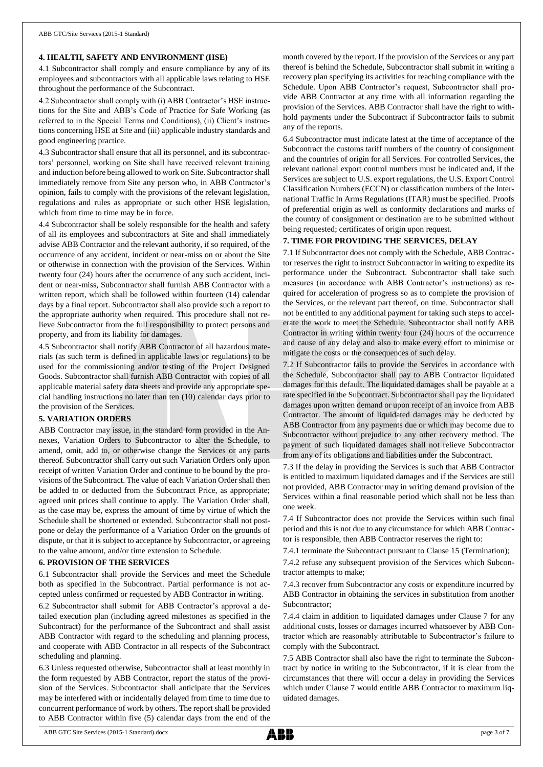## 4. HEALTH, SAFETY AND ENVIRONMENT (HSE)

4.1 Subcontractor shall comply and ensure compliance by any of its employees and subcontractors with all applicable laws relating to HSE throughout the performance of the Subcontract.

4.2 Subcontractor shall comply with (i) ABB Contractor's HSE instructions for the Site and ABB's Code of Practice for Safe Working (as referred to in the Special Terms and Conditions), (ii) Client's instructions concerning HSE at Site and (iii) applicable industry standards and good engineering practice.

4.3 Subcontractor shall ensure that all its personnel, and its subcontractors' personnel, working on Site shall have received relevant training and induction before being allowed to work on Site. Subcontractor shall immediately remove from Site any person who, in ABB Contractor's opinion, fails to comply with the provisions of the relevant legislation, regulations and rules as appropriate or such other HSE legislation, which from time to time may be in force.

4.4 Subcontractor shall be solely responsible for the health and safety of all its employees and subcontractors at Site and shall immediately advise ABB Contractor and the relevant authority, if so required, of the occurrence of any accident, incident or near-miss on or about the Site or otherwise in connection with the provision of the Services. Within twenty four (24) hours after the occurrence of any such accident, incident or near-miss, Subcontractor shall furnish ABB Contractor with a written report, which shall be followed within fourteen (14) calendar days by a final report. Subcontractor shall also provide such a report to the appropriate authority when required. This procedure shall not relieve Subcontractor from the full responsibility to protect persons and property, and from its liability for damages.

4.5 Subcontractor shall notify ABB Contractor of all hazardous materials (as such term is defined in applicable laws or regulations) to be used for the commissioning and/or testing of the Project Designed Goods. Subcontractor shall furnish ABB Contractor with copies of all applicable material safety data sheets and provide any appropriate special handling instructions no later than ten (10) calendar days prior to the provision of the Services.

## 5. VARIATION ORDERS

ABB Contractor may issue, in the standard form provided in the Annexes, Variation Orders to Subcontractor to alter the Schedule, to amend, omit, add to, or otherwise change the Services or any parts thereof. Subcontractor shall carry out such Variation Orders only upon receipt of written Variation Order and continue to be bound by the provisions of the Subcontract. The value of each Variation Order shall then be added to or deducted from the Subcontract Price, as appropriate; agreed unit prices shall continue to apply. The Variation Order shall, as the case may be, express the amount of time by virtue of which the Schedule shall be shortened or extended. Subcontractor shall not postpone or delay the performance of a Variation Order on the grounds of dispute, or that it is subject to acceptance by Subcontractor, or agreeing to the value amount, and/or time extension to Schedule.

## 6. PROVISION OF THE SERVICES

6.1 Subcontractor shall provide the Services and meet the Schedule both as specified in the Subcontract. Partial performance is not accepted unless confirmed or requested by ABB Contractor in writing.

6.2 Subcontractor shall submit for ABB Contractor's approval a detailed execution plan (including agreed milestones as specified in the Subcontract) for the performance of the Subcontract and shall assist ABB Contractor with regard to the scheduling and planning process, and cooperate with ABB Contractor in all respects of the Subcontract scheduling and planning.

6.3 Unless requested otherwise, Subcontractor shall at least monthly in the form requested by ABB Contractor, report the status of the provision of the Services. Subcontractor shall anticipate that the Services may be interfered with or incidentally delayed from time to time due to concurrent performance of work by others. The report shall be provided to ABB Contractor within five (5) calendar days from the end of the month covered by the report. If the provision of the Services or any part thereof is behind the Schedule, Subcontractor shall submit in writing a recovery plan specifying its activities for reaching compliance with the Schedule. Upon ABB Contractor's request, Subcontractor shall provide ABB Contractor at any time with all information regarding the provision of the Services. ABB Contractor shall have the right to withhold payments under the Subcontract if Subcontractor fails to submit any of the reports.

6.4 Subcontractor must indicate latest at the time of acceptance of the Subcontract the customs tariff numbers of the country of consignment and the countries of origin for all Services. For controlled Services, the relevant national export control numbers must be indicated and, if the Services are subject to U.S. export regulations, the U.S. Export Control Classification Numbers (ECCN) or classification numbers of the International Traffic In Arms Regulations (ITAR) must be specified. Proofs of preferential origin as well as conformity declarations and marks of the country of consignment or destination are to be submitted without being requested; certificates of origin upon request.

## 7. TIME FOR PROVIDING THE SERVICES, DELAY

7.1 If Subcontractor does not comply with the Schedule, ABB Contractor reserves the right to instruct Subcontractor in writing to expedite its performance under the Subcontract. Subcontractor shall take such measures (in accordance with ABB Contractor's instructions) as required for acceleration of progress so as to complete the provision of the Services, or the relevant part thereof, on time. Subcontractor shall not be entitled to any additional payment for taking such steps to accelerate the work to meet the Schedule. Subcontractor shall notify ABB Contractor in writing within twenty four (24) hours of the occurrence and cause of any delay and also to make every effort to minimise or mitigate the costs or the consequences of such delay.

7.2 If Subcontractor fails to provide the Services in accordance with the Schedule, Subcontractor shall pay to ABB Contractor liquidated damages for this default. The liquidated damages shall be payable at a rate specified in the Subcontract. Subcontractor shall pay the liquidated damages upon written demand or upon receipt of an invoice from ABB Contractor. The amount of liquidated damages may be deducted by ABB Contractor from any payments due or which may become due to Subcontractor without prejudice to any other recovery method. The payment of such liquidated damages shall not relieve Subcontractor from any of its obligations and liabilities under the Subcontract.

7.3 If the delay in providing the Services is such that ABB Contractor is entitled to maximum liquidated damages and if the Services are still not provided, ABB Contractor may in writing demand provision of the Services within a final reasonable period which shall not be less than one week.

7.4 If Subcontractor does not provide the Services within such final period and this is not due to any circumstance for which ABB Contractor is responsible, then ABB Contractor reserves the right to:

7.4.1 terminate the Subcontract pursuant to Clause 15 (Termination);

7.4.2 refuse any subsequent provision of the Services which Subcontractor attempts to make;

7.4.3 recover from Subcontractor any costs or expenditure incurred by ABB Contractor in obtaining the services in substitution from another Subcontractor;

7.4.4 claim in addition to liquidated damages under Clause 7 for any additional costs, losses or damages incurred whatsoever by ABB Contractor which are reasonably attributable to Subcontractor's failure to comply with the Subcontract.

7.5 ABB Contractor shall also have the right to terminate the Subcontract by notice in writing to the Subcontractor, if it is clear from the circumstances that there will occur a delay in providing the Services which under Clause 7 would entitle ABB Contractor to maximum liquidated damages.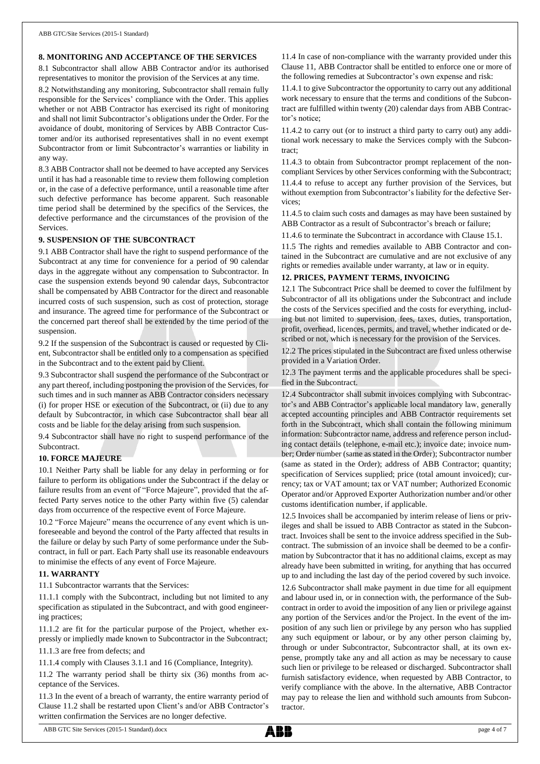## 8. MONITORING AND ACCEPTANCE OF THE SERVICES

8.1 Subcontractor shall allow ABB Contractor and/or its authorised representatives to monitor the provision of the Services at any time.

8.2 Notwithstanding any monitoring, Subcontractor shall remain fully responsible for the Services' compliance with the Order. This applies whether or not ABB Contractor has exercised its right of monitoring and shall not limit Subcontractor's obligations under the Order. For the avoidance of doubt, monitoring of Services by ABB Contractor Customer and/or its authorised representatives shall in no event exempt Subcontractor from or limit Subcontractor's warranties or liability in any way.

8.3 ABB Contractor shall not be deemed to have accepted any Services until it has had a reasonable time to review them following completion or, in the case of a defective performance, until a reasonable time after such defective performance has become apparent. Such reasonable time period shall be determined by the specifics of the Services, the defective performance and the circumstances of the provision of the Services.

## 9. SUSPENSION OF THE SUBCONTRACT

9.1 ABB Contractor shall have the right to suspend performance of the Subcontract at any time for convenience for a period of 90 calendar days in the aggregate without any compensation to Subcontractor. In case the suspension extends beyond 90 calendar days, Subcontractor shall be compensated by ABB Contractor for the direct and reasonable incurred costs of such suspension, such as cost of protection, storage and insurance. The agreed time for performance of the Subcontract or the concerned part thereof shall be extended by the time period of the suspension.

9.2 If the suspension of the Subcontract is caused or requested by Client, Subcontractor shall be entitled only to a compensation as specified in the Subcontract and to the extent paid by Client.

9.3 Subcontractor shall suspend the performance of the Subcontract or any part thereof, including postponing the provision of the Services, for such times and in such manner as ABB Contractor considers necessary (i) for proper HSE or execution of the Subcontract, or (ii) due to any default by Subcontractor, in which case Subcontractor shall bear all costs and be liable for the delay arising from such suspension.

9.4 Subcontractor shall have no right to suspend performance of the Subcontract.

## 10. FORCE MAJEURE

10.1 Neither Party shall be liable for any delay in performing or for failure to perform its obligations under the Subcontract if the delay or failure results from an event of "Force Majeure", provided that the affected Party serves notice to the other Party within five (5) calendar days from occurrence of the respective event of Force Majeure.

10.2 "Force Majeure" means the occurrence of any event which is unforeseeable and beyond the control of the Party affected that results in the failure or delay by such Party of some performance under the Subcontract, in full or part. Each Party shall use its reasonable endeavours to minimise the effects of any event of Force Majeure.

## 11. WARRANTY

11.1 Subcontractor warrants that the Services:

11.1.1 comply with the Subcontract, including but not limited to any specification as stipulated in the Subcontract, and with good engineering practices;

11.1.2 are fit for the particular purpose of the Project, whether expressly or impliedly made known to Subcontractor in the Subcontract;

11.1.3 are free from defects; and

11.1.4 comply with Clauses 3.1.1 and 16 (Compliance, Integrity).

11.2 The warranty period shall be thirty six (36) months from acceptance of the Services.

11.3 In the event of a breach of warranty, the entire warranty period of Clause 11.2 shall be restarted upon Client's and/or ABB Contractor's written confirmation the Services are no longer defective.

11.4 In case of non-compliance with the warranty provided under this Clause 11, ABB Contractor shall be entitled to enforce one or more of the following remedies at Subcontractor's own expense and risk:

11.4.1 to give Subcontractor the opportunity to carry out any additional work necessary to ensure that the terms and conditions of the Subcontract are fulfilled within twenty (20) calendar days from ABB Contractor's notice;

11.4.2 to carry out (or to instruct a third party to carry out) any additional work necessary to make the Services comply with the Subcontract;

11.4.3 to obtain from Subcontractor prompt replacement of the non-compliant Services by other Services conforming with the Subcontract;

11.4.4 to refuse to accept any further provision of the Services, but without exemption from Subcontractor's liability for the defective Services;

11.4.5 to claim such costs and damages as may have been sustained by ABB Contractor as a result of Subcontractor's breach or failure;

11.4.6 to terminate the Subcontract in accordance with Clause 15.1.

11.5 The rights and remedies available to ABB Contractor and contained in the Subcontract are cumulative and are not exclusive of any rights or remedies available under warranty, at law or in equity.

## 12. PRICES, PAYMENT TERMS, INVOICING

12.1 The Subcontract Price shall be deemed to cover the fulfilment by Subcontractor of all its obligations under the Subcontract and include the costs of the Services specified and the costs for everything, including but not limited to supervision, fees, taxes, duties, transportation, profit, overhead, licences, permits, and travel, whether indicated or described or not, which is necessary for the provision of the Services.

12.2 The prices stipulated in the Subcontract are fixed unless otherwise provided in a Variation Order.

12.3 The payment terms and the applicable procedures shall be specified in the Subcontract.

12.4 Subcontractor shall submit invoices complying with Subcontractor's and ABB Contractor's applicable local mandatory law, generally accepted accounting principles and ABB Contractor requirements set forth in the Subcontract, which shall contain the following minimum information: Subcontractor name, address and reference person including contact details (telephone, e-mail etc.); invoice date; invoice number; Order number (same as stated in the Order); Subcontractor number (same as stated in the Order); address of ABB Contractor; quantity; specification of Services supplied; price (total amount invoiced); currency; tax or VAT amount; tax or VAT number; Authorized Economic Operator and/or Approved Exporter Authorization number and/or other customs identification number, if applicable.

12.5 Invoices shall be accompanied by interim release of liens or privileges and shall be issued to ABB Contractor as stated in the Subcontract. Invoices shall be sent to the invoice address specified in the Subcontract. The submission of an invoice shall be deemed to be a confirmation by Subcontractor that it has no additional claims, except as may already have been submitted in writing, for anything that has occurred up to and including the last day of the period covered by such invoice.

12.6 Subcontractor shall make payment in due time for all equipment and labour used in, or in connection with, the performance of the Subcontract in order to avoid the imposition of any lien or privilege against any portion of the Services and/or the Project. In the event of the imposition of any such lien or privilege by any person who has supplied any such equipment or labour, or by any other person claiming by, through or under Subcontractor, Subcontractor shall, at its own expense, promptly take any and all action as may be necessary to cause such lien or privilege to be released or discharged. Subcontractor shall furnish satisfactory evidence, when requested by ABB Contractor, to verify compliance with the above. In the alternative, ABB Contractor may pay to release the lien and withhold such amounts from Subcontractor.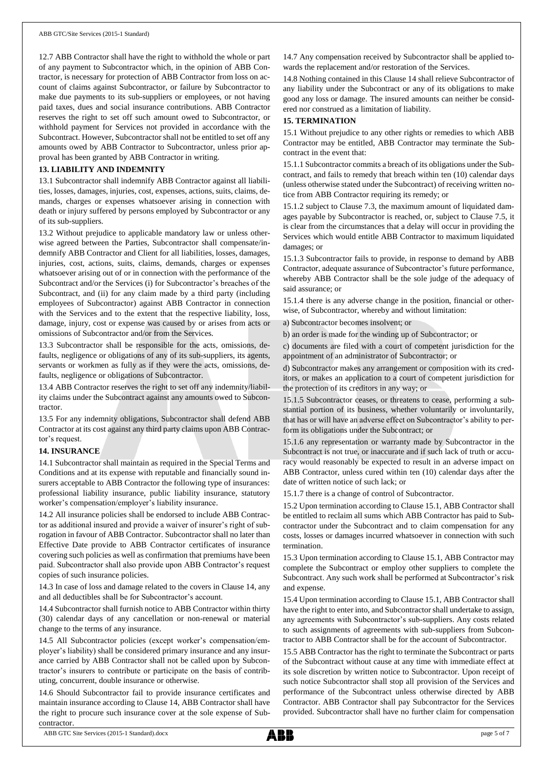12.7 ABB Contractor shall have the right to withhold the whole or part of any payment to Subcontractor which, in the opinion of ABB Contractor, is necessary for protection of ABB Contractor from loss on account of claims against Subcontractor, or failure by Subcontractor to make due payments to its sub-suppliers or employees, or not having paid taxes, dues and social insurance contributions. ABB Contractor reserves the right to set off such amount owed to Subcontractor, or withhold payment for Services not provided in accordance with the Subcontract. However, Subcontractor shall not be entitled to set off any amounts owed by ABB Contractor to Subcontractor, unless prior approval has been granted by ABB Contractor in writing.

## 13. LIABILITY AND INDEMNITY

13.1 Subcontractor shall indemnify ABB Contractor against all liabilities, losses, damages, injuries, cost, expenses, actions, suits, claims, demands, charges or expenses whatsoever arising in connection with death or injury suffered by persons employed by Subcontractor or any of its sub-suppliers.

13.2 Without prejudice to applicable mandatory law or unless otherwise agreed between the Parties, Subcontractor shall compensate/indemnify ABB Contractor and Client for all liabilities, losses, damages, injuries, cost, actions, suits, claims, demands, charges or expenses whatsoever arising out of or in connection with the performance of the Subcontract and/or the Services (i) for Subcontractor's breaches of the Subcontract, and (ii) for any claim made by a third party (including employees of Subcontractor) against ABB Contractor in connection with the Services and to the extent that the respective liability, loss, damage, injury, cost or expense was caused by or arises from acts or omissions of Subcontractor and/or from the Services.

13.3 Subcontractor shall be responsible for the acts, omissions, defaults, negligence or obligations of any of its sub-suppliers, its agents, servants or workmen as fully as if they were the acts, omissions, defaults, negligence or obligations of Subcontractor.

13.4 ABB Contractor reserves the right to set off any indemnity/liability claims under the Subcontract against any amounts owed to Subcontractor.

13.5 For any indemnity obligations, Subcontractor shall defend ABB Contractor at its cost against any third party claims upon ABB Contractor's request.

## 14. INSURANCE

14.1 Subcontractor shall maintain as required in the Special Terms and Conditions and at its expense with reputable and financially sound insurers acceptable to ABB Contractor the following type of insurances: professional liability insurance, public liability insurance, statutory worker's compensation/employer's liability insurance.

14.2 All insurance policies shall be endorsed to include ABB Contractor as additional insured and provide a waiver of insurer's right of subrogation in favour of ABB Contractor. Subcontractor shall no later than Effective Date provide to ABB Contractor certificates of insurance covering such policies as well as confirmation that premiums have been paid. Subcontractor shall also provide upon ABB Contractor's request copies of such insurance policies.

14.3 In case of loss and damage related to the covers in Clause 14, any and all deductibles shall be for Subcontractor's account.

14.4 Subcontractor shall furnish notice to ABB Contractor within thirty (30) calendar days of any cancellation or non-renewal or material change to the terms of any insurance.

14.5 All Subcontractor policies (except worker's compensation/employer's liability) shall be considered primary insurance and any insurance carried by ABB Contractor shall not be called upon by Subcontractor's insurers to contribute or participate on the basis of contributing, concurrent, double insurance or otherwise.

14.6 Should Subcontractor fail to provide insurance certificates and maintain insurance according to Clause 14, ABB Contractor shall have the right to procure such insurance cover at the sole expense of Subcontractor.

14.7 Any compensation received by Subcontractor shall be applied towards the replacement and/or restoration of the Services.

14.8 Nothing contained in this Clause 14 shall relieve Subcontractor of any liability under the Subcontract or any of its obligations to make good any loss or damage. The insured amounts can neither be considered nor construed as a limitation of liability.

## 15. TERMINATION

15.1 Without prejudice to any other rights or remedies to which ABB Contractor may be entitled, ABB Contractor may terminate the Subcontract in the event that:

15.1.1 Subcontractor commits a breach of its obligations under the Subcontract, and fails to remedy that breach within ten (10) calendar days (unless otherwise stated under the Subcontract) of receiving written notice from ABB Contractor requiring its remedy; or

15.1.2 subject to Clause 7.3, the maximum amount of liquidated damages payable by Subcontractor is reached, or, subject to Clause 7.5, it is clear from the circumstances that a delay will occur in providing the Services which would entitle ABB Contractor to maximum liquidated damages; or

15.1.3 Subcontractor fails to provide, in response to demand by ABB Contractor, adequate assurance of Subcontractor's future performance, whereby ABB Contractor shall be the sole judge of the adequacy of said assurance; or

15.1.4 there is any adverse change in the position, financial or otherwise, of Subcontractor, whereby and without limitation:

a) Subcontractor becomes insolvent; or

b) an order is made for the winding up of Subcontractor; or

c) documents are filed with a court of competent jurisdiction for the appointment of an administrator of Subcontractor; or

d) Subcontractor makes any arrangement or composition with its creditors, or makes an application to a court of competent jurisdiction for the protection of its creditors in any way; or

15.1.5 Subcontractor ceases, or threatens to cease, performing a substantial portion of its business, whether voluntarily or involuntarily, that has or will have an adverse effect on Subcontractor's ability to perform its obligations under the Subcontract; or

15.1.6 any representation or warranty made by Subcontractor in the Subcontract is not true, or inaccurate and if such lack of truth or accuracy would reasonably be expected to result in an adverse impact on ABB Contractor, unless cured within ten (10) calendar days after the date of written notice of such lack; or

15.1.7 there is a change of control of Subcontractor.

15.2 Upon termination according to Clause 15.1, ABB Contractor shall be entitled to reclaim all sums which ABB Contractor has paid to Subcontractor under the Subcontract and to claim compensation for any costs, losses or damages incurred whatsoever in connection with such termination.

15.3 Upon termination according to Clause 15.1, ABB Contractor may complete the Subcontract or employ other suppliers to complete the Subcontract. Any such work shall be performed at Subcontractor's risk and expense.

15.4 Upon termination according to Clause 15.1, ABB Contractor shall have the right to enter into, and Subcontractor shall undertake to assign, any agreements with Subcontractor's sub-suppliers. Any costs related to such assignments of agreements with sub-suppliers from Subcontractor to ABB Contractor shall be for the account of Subcontractor.

15.5 ABB Contractor has the right to terminate the Subcontract or parts of the Subcontract without cause at any time with immediate effect at its sole discretion by written notice to Subcontractor. Upon receipt of such notice Subcontractor shall stop all provision of the Services and performance of the Subcontract unless otherwise directed by ABB Contractor. ABB Contractor shall pay Subcontractor for the Services provided. Subcontractor shall have no further claim for compensation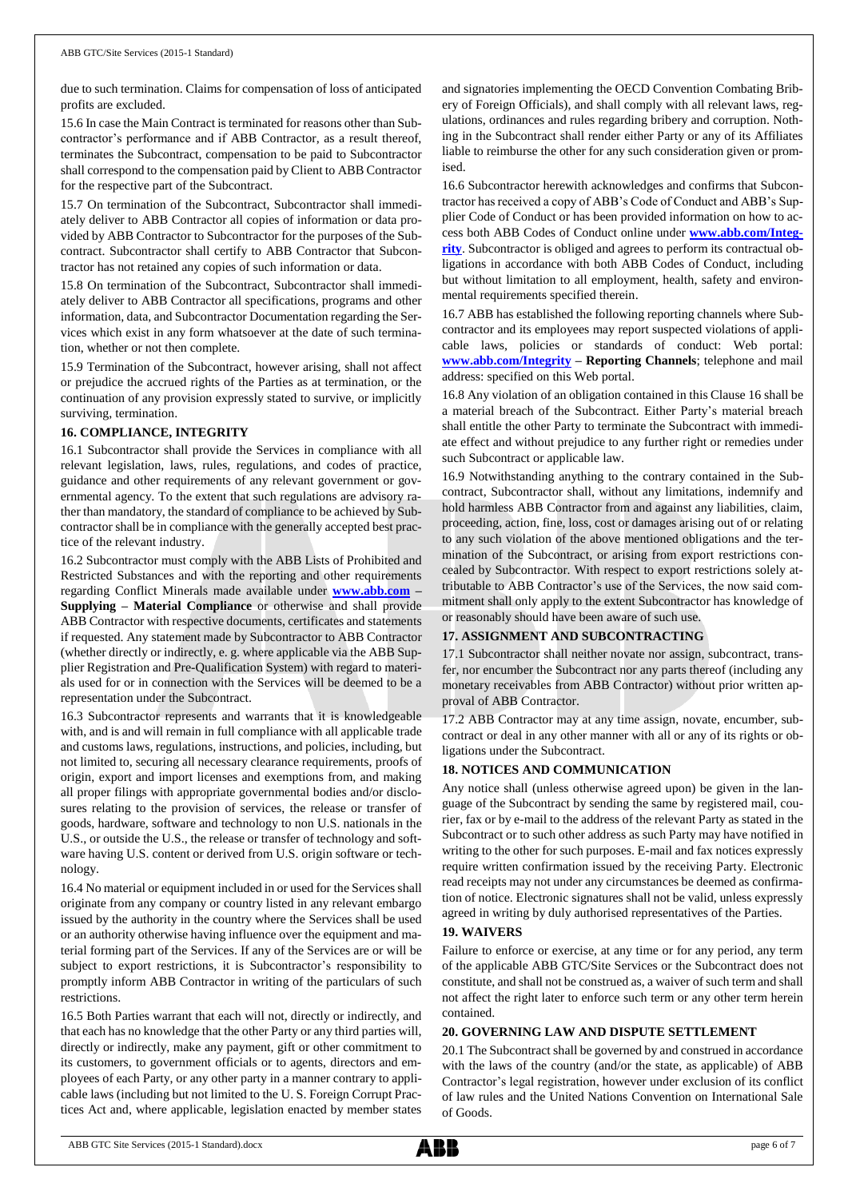due to such termination. Claims for compensation of loss of anticipated profits are excluded.

15.6 In case the Main Contract is terminated for reasons other than Subcontractor's performance and if ABB Contractor, as a result thereof, terminates the Subcontract, compensation to be paid to Subcontractor shall correspond to the compensation paid by Client to ABB Contractor for the respective part of the Subcontract.

15.7 On termination of the Subcontract, Subcontractor shall immediately deliver to ABB Contractor all copies of information or data provided by ABB Contractor to Subcontractor for the purposes of the Subcontract. Subcontractor shall certify to ABB Contractor that Subcontractor has not retained any copies of such information or data.

15.8 On termination of the Subcontract, Subcontractor shall immediately deliver to ABB Contractor all specifications, programs and other information, data, and Subcontractor Documentation regarding the Services which exist in any form whatsoever at the date of such termination, whether or not then complete.

15.9 Termination of the Subcontract, however arising, shall not affect or prejudice the accrued rights of the Parties as at termination, or the continuation of any provision expressly stated to survive, or implicitly surviving, termination.

## 16. COMPLIANCE, INTEGRITY

16.1 Subcontractor shall provide the Services in compliance with all relevant legislation, laws, rules, regulations, and codes of practice, guidance and other requirements of any relevant government or governmental agency. To the extent that such regulations are advisory rather than mandatory, the standard of compliance to be achieved by Subcontractor shall be in compliance with the generally accepted best practice of the relevant industry.

16.2 Subcontractor must comply with the ABB Lists of Prohibited and Restricted Substances and with the reporting and other requirements regarding Conflict Minerals made available under **www.abb.com – Supplying – Material Compliance** or otherwise and shall provide ABB Contractor with respective documents, certificates and statements if requested. Any statement made by Subcontractor to ABB Contractor (whether directly or indirectly, e. g. where applicable via the ABB Supplier Registration and Pre-Qualification System) with regard to materials used for or in connection with the Services will be deemed to be a representation under the Subcontract.

16.3 Subcontractor represents and warrants that it is knowledgeable with, and is and will remain in full compliance with all applicable trade and customs laws, regulations, instructions, and policies, including, but not limited to, securing all necessary clearance requirements, proofs of origin, export and import licenses and exemptions from, and making all proper filings with appropriate governmental bodies and/or disclosures relating to the provision of services, the release or transfer of goods, hardware, software and technology to non U.S. nationals in the U.S., or outside the U.S., the release or transfer of technology and software having U.S. content or derived from U.S. origin software or technology.

16.4 No material or equipment included in or used for the Services shall originate from any company or country listed in any relevant embargo issued by the authority in the country where the Services shall be used or an authority otherwise having influence over the equipment and material forming part of the Services. If any of the Services are or will be subject to export restrictions, it is Subcontractor's responsibility to promptly inform ABB Contractor in writing of the particulars of such restrictions.

16.5 Both Parties warrant that each will not, directly or indirectly, and that each has no knowledge that the other Party or any third parties will, directly or indirectly, make any payment, gift or other commitment to its customers, to government officials or to agents, directors and employees of each Party, or any other party in a manner contrary to applicable laws (including but not limited to the U. S. Foreign Corrupt Practices Act and, where applicable, legislation enacted by member states and signatories implementing the OECD Convention Combating Bribery of Foreign Officials), and shall comply with all relevant laws, regulations, ordinances and rules regarding bribery and corruption. Nothing in the Subcontract shall render either Party or any of its Affiliates liable to reimburse the other for any such consideration given or promised.

16.6 Subcontractor herewith acknowledges and confirms that Subcontractor has received a copy of ABB's Code of Conduct and ABB's Supplier Code of Conduct or has been provided information on how to access both ABB Codes of Conduct online under **www.abb.com/Integrity**. Subcontractor is obliged and agrees to perform its contractual obligations in accordance with both ABB Codes of Conduct, including but without limitation to all employment, health, safety and environmental requirements specified therein.

16.7 ABB has established the following reporting channels where Subcontractor and its employees may report suspected violations of applicable laws, policies or standards of conduct: Web portal: **www.abb.com/Integrity – Reporting Channels**; telephone and mail address: specified on this Web portal.

16.8 Any violation of an obligation contained in this Clause 16 shall be a material breach of the Subcontract. Either Party's material breach shall entitle the other Party to terminate the Subcontract with immediate effect and without prejudice to any further right or remedies under such Subcontract or applicable law.

16.9 Notwithstanding anything to the contrary contained in the Subcontract, Subcontractor shall, without any limitations, indemnify and hold harmless ABB Contractor from and against any liabilities, claim, proceeding, action, fine, loss, cost or damages arising out of or relating to any such violation of the above mentioned obligations and the termination of the Subcontract, or arising from export restrictions concealed by Subcontractor. With respect to export restrictions solely attributable to ABB Contractor's use of the Services, the now said commitment shall only apply to the extent Subcontractor has knowledge of or reasonably should have been aware of such use.

## 17. ASSIGNMENT AND SUBCONTRACTING

17.1 Subcontractor shall neither novate nor assign, subcontract, transfer, nor encumber the Subcontract nor any parts thereof (including any monetary receivables from ABB Contractor) without prior written approval of ABB Contractor.

17.2 ABB Contractor may at any time assign, novate, encumber, subcontract or deal in any other manner with all or any of its rights or obligations under the Subcontract.

## 18. NOTICES AND COMMUNICATION

Any notice shall (unless otherwise agreed upon) be given in the language of the Subcontract by sending the same by registered mail, courier, fax or by e-mail to the address of the relevant Party as stated in the Subcontract or to such other address as such Party may have notified in writing to the other for such purposes. E-mail and fax notices expressly require written confirmation issued by the receiving Party. Electronic read receipts may not under any circumstances be deemed as confirmation of notice. Electronic signatures shall not be valid, unless expressly agreed in writing by duly authorised representatives of the Parties.

## 19. WAIVERS

Failure to enforce or exercise, at any time or for any period, any term of the applicable ABB GTC/Site Services or the Subcontract does not constitute, and shall not be construed as, a waiver of such term and shall not affect the right later to enforce such term or any other term herein contained.

## 20. GOVERNING LAW AND DISPUTE SETTLEMENT

20.1 The Subcontract shall be governed by and construed in accordance with the laws of the country (and/or the state, as applicable) of ABB Contractor's legal registration, however under exclusion of its conflict of law rules and the United Nations Convention on International Sale of Goods.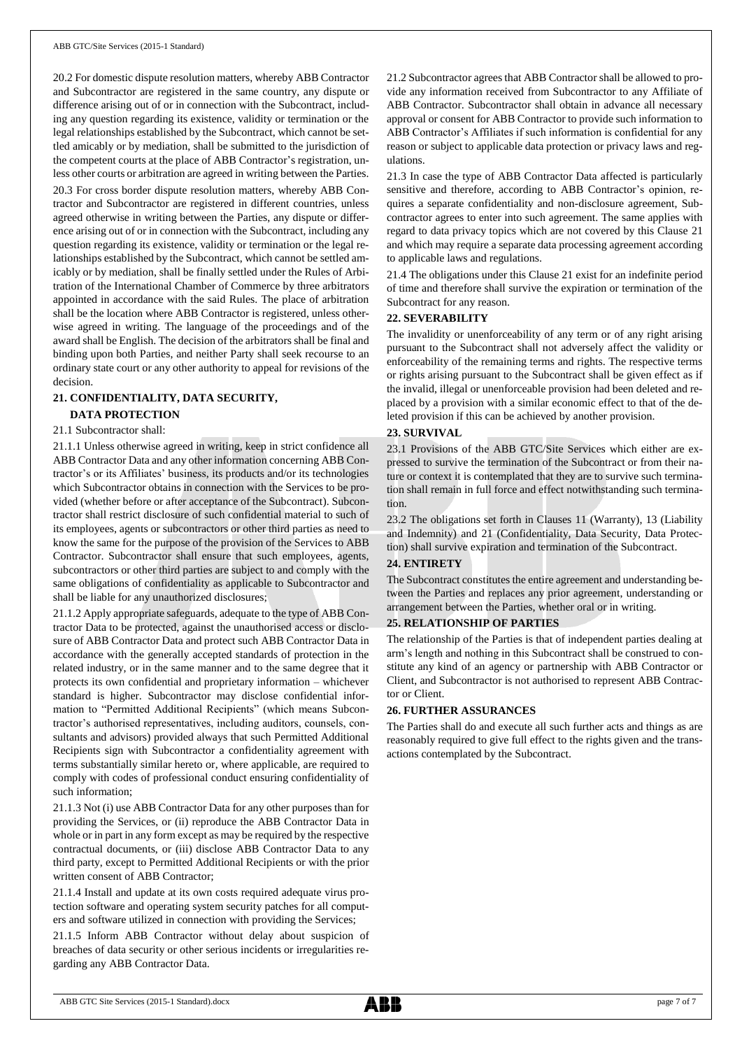20.2 For domestic dispute resolution matters, whereby ABB Contractor and Subcontractor are registered in the same country, any dispute or difference arising out of or in connection with the Subcontract, including any question regarding its existence, validity or termination or the legal relationships established by the Subcontract, which cannot be settled amicably or by mediation, shall be submitted to the jurisdiction of the competent courts at the place of ABB Contractor's registration, unless other courts or arbitration are agreed in writing between the Parties.

20.3 For cross border dispute resolution matters, whereby ABB Contractor and Subcontractor are registered in different countries, unless agreed otherwise in writing between the Parties, any dispute or difference arising out of or in connection with the Subcontract, including any question regarding its existence, validity or termination or the legal relationships established by the Subcontract, which cannot be settled amicably or by mediation, shall be finally settled under the Rules of Arbitration of the International Chamber of Commerce by three arbitrators appointed in accordance with the said Rules. The place of arbitration shall be the location where ABB Contractor is registered, unless otherwise agreed in writing. The language of the proceedings and of the award shall be English. The decision of the arbitrators shall be final and binding upon both Parties, and neither Party shall seek recourse to an ordinary state court or any other authority to appeal for revisions of the decision.

## 21. CONFIDENTIALITY, DATA SECURITY, DATA PROTECTION

21.1 Subcontractor shall:

21.1.1 Unless otherwise agreed in writing, keep in strict confidence all ABB Contractor Data and any other information concerning ABB Contractor's or its Affiliates' business, its products and/or its technologies which Subcontractor obtains in connection with the Services to be provided (whether before or after acceptance of the Subcontract). Subcontractor shall restrict disclosure of such confidential material to such of its employees, agents or subcontractors or other third parties as need to know the same for the purpose of the provision of the Services to ABB Contractor. Subcontractor shall ensure that such employees, agents, subcontractors or other third parties are subject to and comply with the same obligations of confidentiality as applicable to Subcontractor and shall be liable for any unauthorized disclosures;

21.1.2 Apply appropriate safeguards, adequate to the type of ABB Contractor Data to be protected, against the unauthorised access or disclosure of ABB Contractor Data and protect such ABB Contractor Data in accordance with the generally accepted standards of protection in the related industry, or in the same manner and to the same degree that it protects its own confidential and proprietary information – whichever standard is higher. Subcontractor may disclose confidential information to "Permitted Additional Recipients" (which means Subcontractor's authorised representatives, including auditors, counsels, consultants and advisors) provided always that such Permitted Additional Recipients sign with Subcontractor a confidentiality agreement with terms substantially similar hereto or, where applicable, are required to comply with codes of professional conduct ensuring confidentiality of such information;

21.1.3 Not (i) use ABB Contractor Data for any other purposes than for providing the Services, or (ii) reproduce the ABB Contractor Data in whole or in part in any form except as may be required by the respective contractual documents, or (iii) disclose ABB Contractor Data to any third party, except to Permitted Additional Recipients or with the prior written consent of ABB Contractor;

21.1.4 Install and update at its own costs required adequate virus protection software and operating system security patches for all computers and software utilized in connection with providing the Services;

21.1.5 Inform ABB Contractor without delay about suspicion of breaches of data security or other serious incidents or irregularities regarding any ABB Contractor Data.

21.2 Subcontractor agrees that ABB Contractor shall be allowed to provide any information received from Subcontractor to any Affiliate of ABB Contractor. Subcontractor shall obtain in advance all necessary approval or consent for ABB Contractor to provide such information to ABB Contractor's Affiliates if such information is confidential for any reason or subject to applicable data protection or privacy laws and regulations.

21.3 In case the type of ABB Contractor Data affected is particularly sensitive and therefore, according to ABB Contractor's opinion, requires a separate confidentiality and non-disclosure agreement, Subcontractor agrees to enter into such agreement. The same applies with regard to data privacy topics which are not covered by this Clause 21 and which may require a separate data processing agreement according to applicable laws and regulations.

21.4 The obligations under this Clause 21 exist for an indefinite period of time and therefore shall survive the expiration or termination of the Subcontract for any reason.

## 22. SEVERABILITY

The invalidity or unenforceability of any term or of any right arising pursuant to the Subcontract shall not adversely affect the validity or enforceability of the remaining terms and rights. The respective terms or rights arising pursuant to the Subcontract shall be given effect as if the invalid, illegal or unenforceable provision had been deleted and replaced by a provision with a similar economic effect to that of the deleted provision if this can be achieved by another provision.

## 23. SURVIVAL

23.1 Provisions of the ABB GTC/Site Services which either are expressed to survive the termination of the Subcontract or from their nature or context it is contemplated that they are to survive such termination shall remain in full force and effect notwithstanding such termination.

23.2 The obligations set forth in Clauses 11 (Warranty), 13 (Liability and Indemnity) and 21 (Confidentiality, Data Security, Data Protection) shall survive expiration and termination of the Subcontract.

## 24. ENTIRETY

The Subcontract constitutes the entire agreement and understanding between the Parties and replaces any prior agreement, understanding or arrangement between the Parties, whether oral or in writing.

## 25. RELATIONSHIP OF PARTIES

The relationship of the Parties is that of independent parties dealing at arm's length and nothing in this Subcontract shall be construed to constitute any kind of an agency or partnership with ABB Contractor or Client, and Subcontractor is not authorised to represent ABB Contractor or Client.

## 26. FURTHER ASSURANCES

The Parties shall do and execute all such further acts and things as are reasonably required to give full effect to the rights given and the transactions contemplated by the Subcontract.